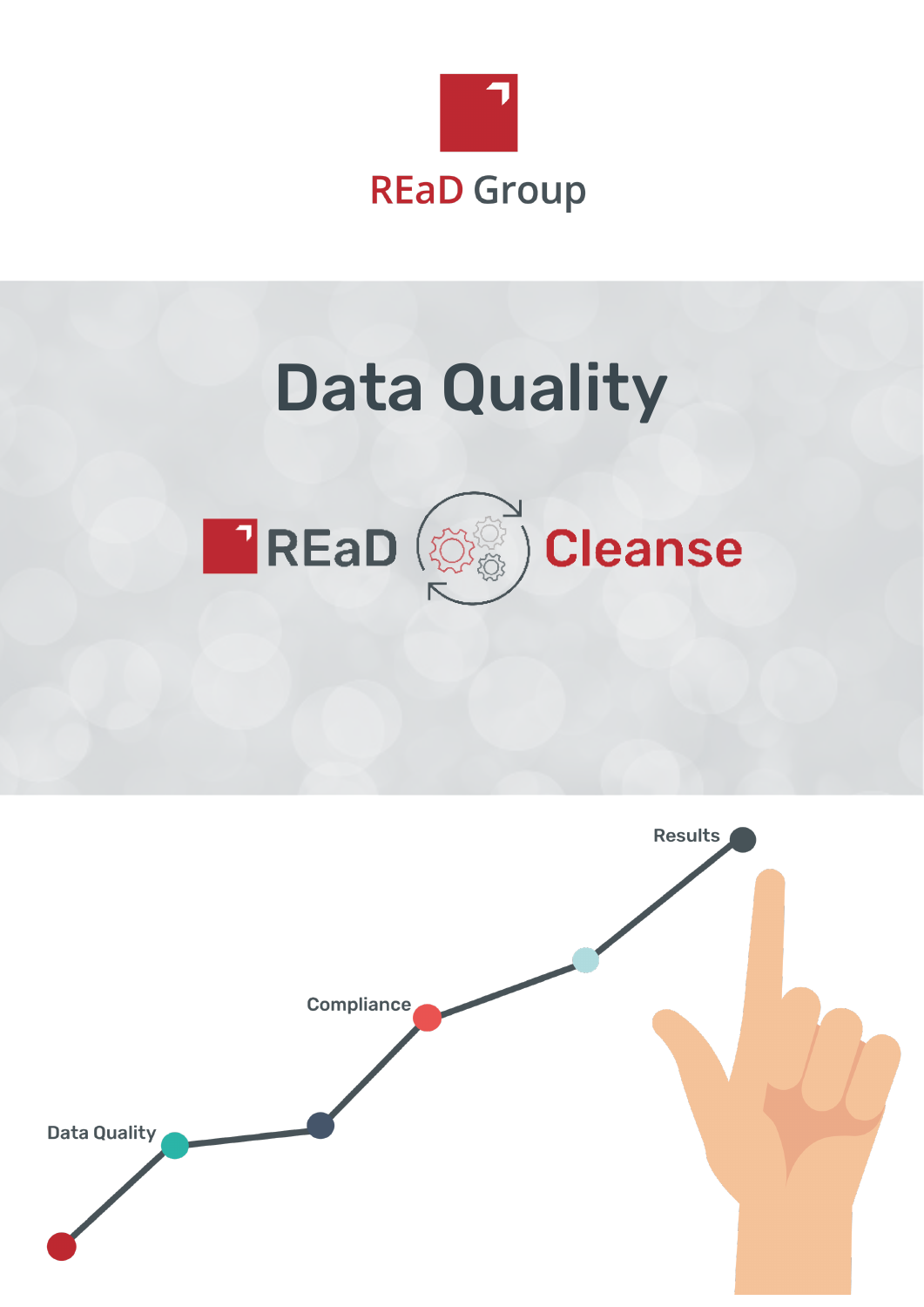REaD Group

# Data Quality

REaD Cleanse

Results

Compliance

Data Quality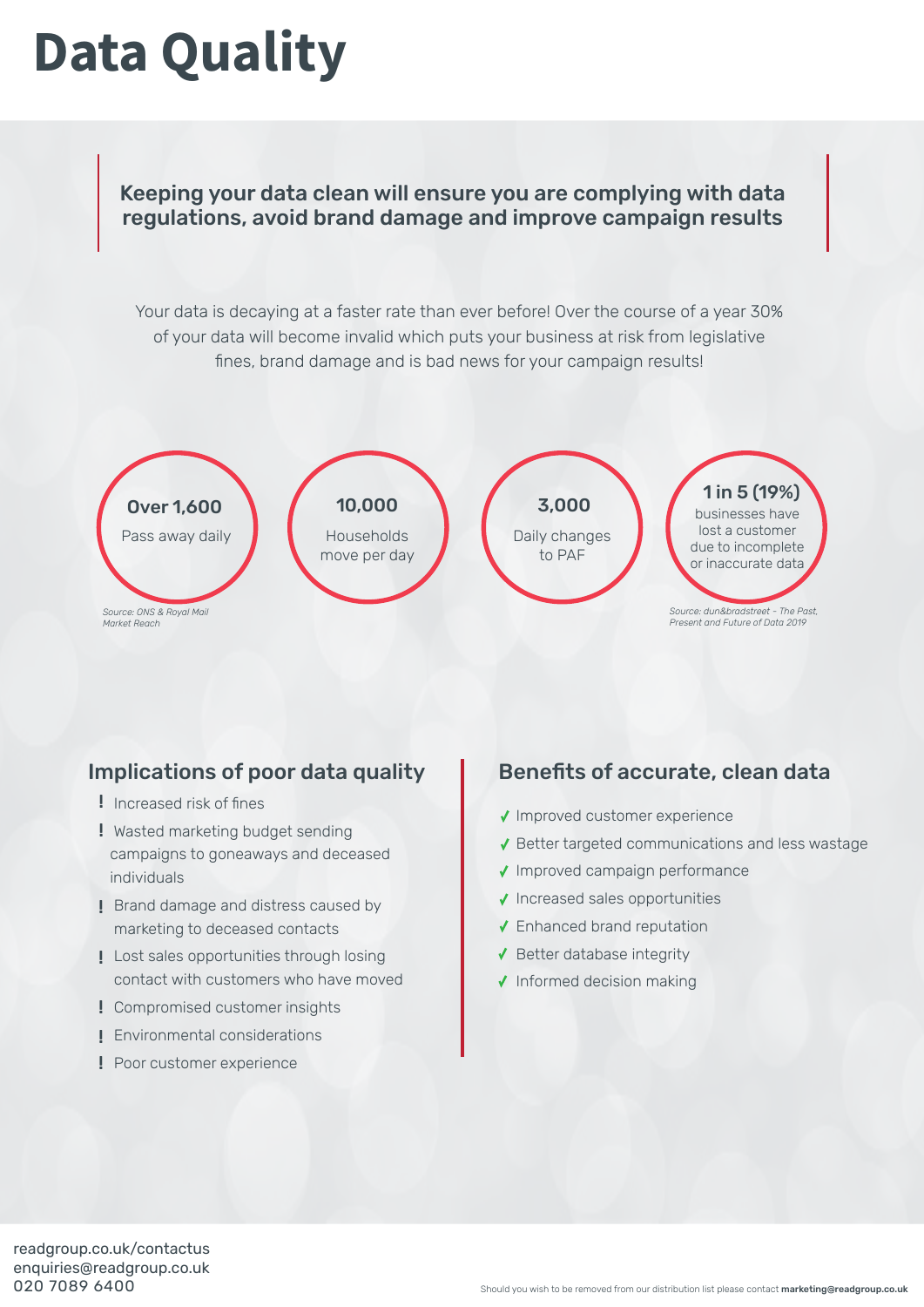# Data Quality

**Keeping your data clean will ensure you are complying with data regulations, avoid brand damage and improve campaign results**

Your data is decaying at a faster rate than ever before! Over the course of a year 30% of your data will become invalid which puts your business at risk from legislative fines, brand damage and is bad news for your campaign results!

**Over 1,600**
Pass away daily

**10,000**
Households move per day

*Source: ONS & Royal Mail Market Reach*

**3,000**
Daily changes to PAF

**1 in 5 (19%)**
businesses have lost a customer due to incomplete or inaccurate data

*Source: dun&bradstreet - The Past, Present and Future of Data 2019*

## Implications of poor data quality

- ! Increased risk of fines
- ! Wasted marketing budget sending campaigns to goneaways and deceased individuals
- ! Brand damage and distress caused by marketing to deceased contacts
- ! Lost sales opportunities through losing contact with customers who have moved
- ! Compromised customer insights
- ! Environmental considerations
- ! Poor customer experience

## Benefits of accurate, clean data

- ✓ Improved customer experience
- ✓ Better targeted communications and less wastage
- ✓ Improved campaign performance
- ✓ Increased sales opportunities
- ✓ Enhanced brand reputation
- ✓ Better database integrity
- ✓ Informed decision making

readgroup.co.uk/contactus
enquiries@readgroup.co.uk
020 7089 6400

Should you wish to be removed from our distribution list please contact **marketing@readgroup.co.uk**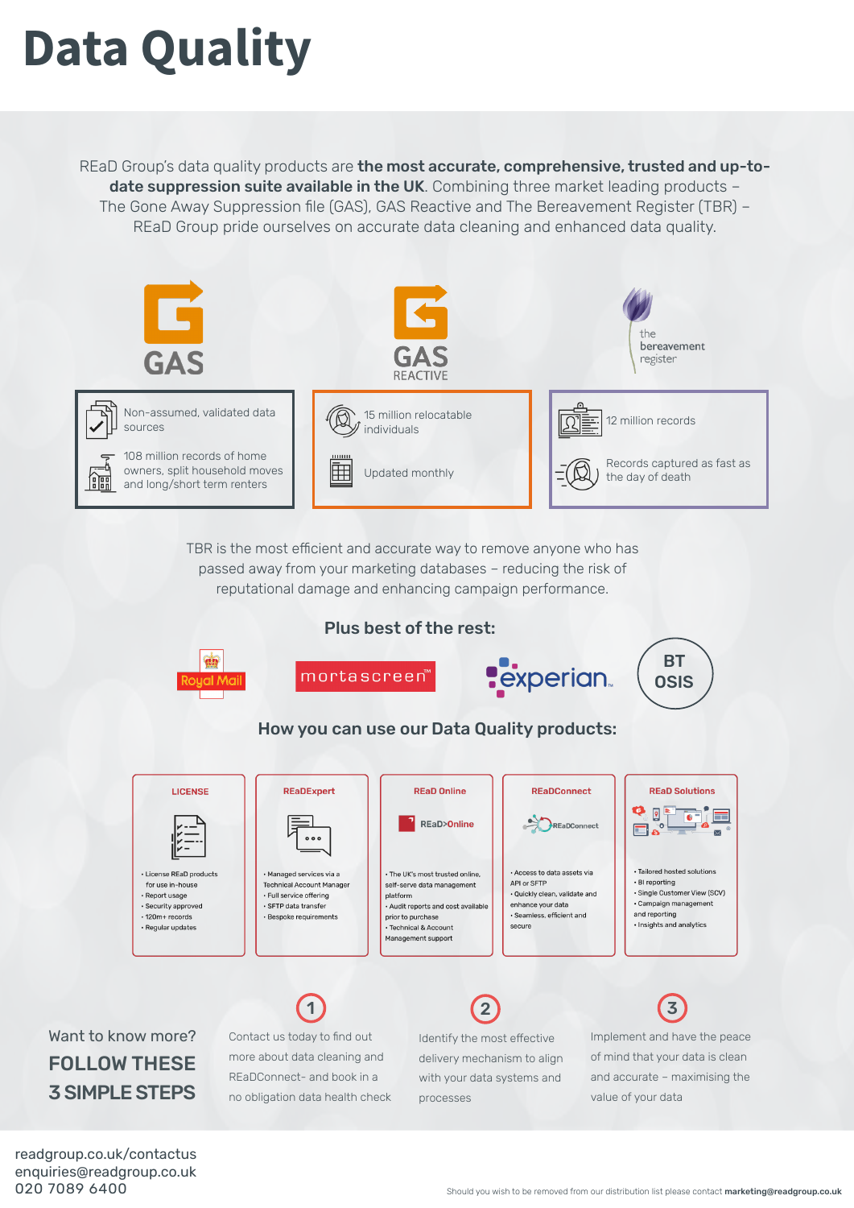# Data Quality

REaD Group's data quality products are **the most accurate, comprehensive, trusted and up-to-date suppression suite available in the UK**. Combining three market leading products – The Gone Away Suppression file (GAS), GAS Reactive and The Bereavement Register (TBR) – REaD Group pride ourselves on accurate data cleaning and enhanced data quality.

### GAS

- Non-assumed, validated data sources
- 108 million records of home owners, split household moves and long/short term renters

### GAS REACTIVE

- 15 million relocatable individuals
- Updated monthly

### the bereavement register

- 12 million records
- Records captured as fast as the day of death

TBR is the most efficient and accurate way to remove anyone who has passed away from your marketing databases – reducing the risk of reputational damage and enhancing campaign performance.

## Plus best of the rest:

Royal Mail | mortascreen™ | experian. | BT OSIS

## How you can use our Data Quality products:

**LICENSE**
- License REaD products for use in-house
- Report usage
- Security approved
- 120m+ records
- Regular updates

**REaDExpert**
- Managed services via a Technical Account Manager
- Full service offering
- SFTP data transfer
- Bespoke requirements

**REaD Online**

REaD>Online
- The UK's most trusted online, self-serve data management platform
- Audit reports and cost available prior to purchase
- Technical & Account Management support

**REaDConnect**

REaDConnect
- Access to data assets via API or SFTP
- Quickly clean, validate and enhance your data
- Seamless, efficient and secure

**REaD Solutions**
- Tailored hosted solutions
- BI reporting
- Single Customer View (SCV)
- Campaign management and reporting
- Insights and analytics

Want to know more?

**FOLLOW THESE 3 SIMPLE STEPS**

1. Contact us today to find out more about data cleaning and REaDConnect- and book in a no obligation data health check
2. Identify the most effective delivery mechanism to align with your data systems and processes
3. Implement and have the peace of mind that your data is clean and accurate – maximising the value of your data

readgroup.co.uk/contactus
enquiries@readgroup.co.uk
020 7089 6400

Should you wish to be removed from our distribution list please contact **marketing@readgroup.co.uk**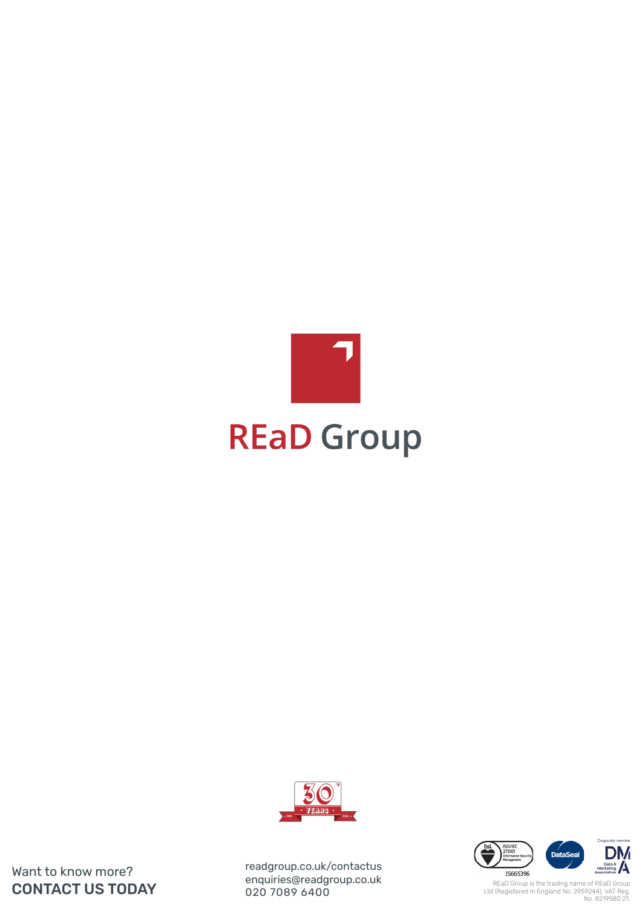REaD Group

Want to know more?
**CONTACT US TODAY**

readgroup.co.uk/contactus
enquiries@readgroup.co.uk
020 7089 6400

REaD Group is the trading name of REaD Group Ltd (Registered in England No. 2959244). VAT Reg. No. 8219580 21.